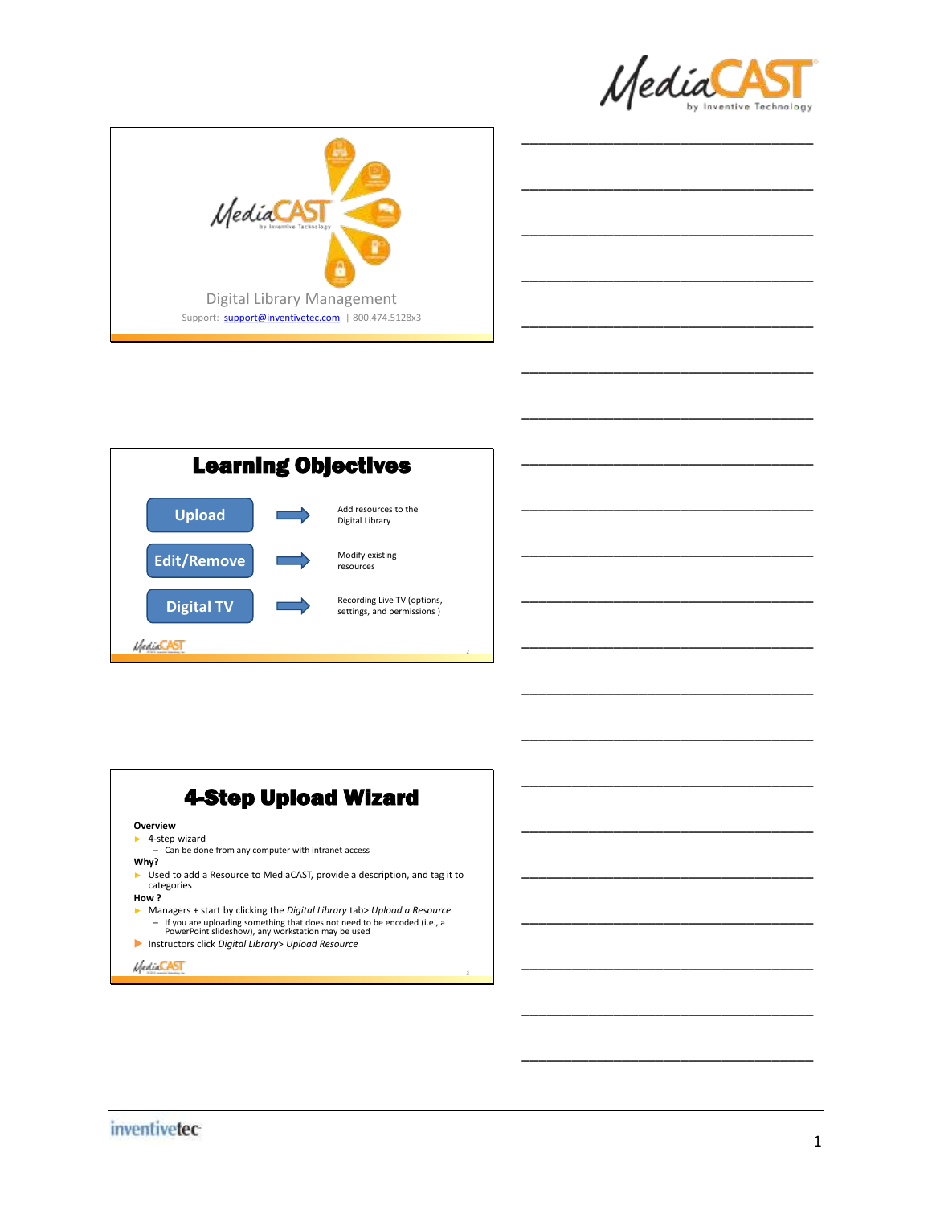Digital Library Management

Support: support@inventivetec.com | 800.474.5128x3

# Learning Objectives

| | |
|---|---|
| Upload | Add resources to the Digital Library |
| Edit/Remove | Modify existing resources |
| Digital TV | Recording Live TV (options, settings, and permissions ) |

# 4-Step Upload Wizard

**Overview**

- 4-step wizard
  - Can be done from any computer with intranet access

**Why?**

- Used to add a Resource to MediaCAST, provide a description, and tag it to categories

**How ?**

- Managers + start by clicking the *Digital Library* tab> *Upload a Resource*
  - If you are uploading something that does not need to be encoded (i.e., a PowerPoint slideshow), any workstation may be used
- Instructors click *Digital Library> Upload Resource*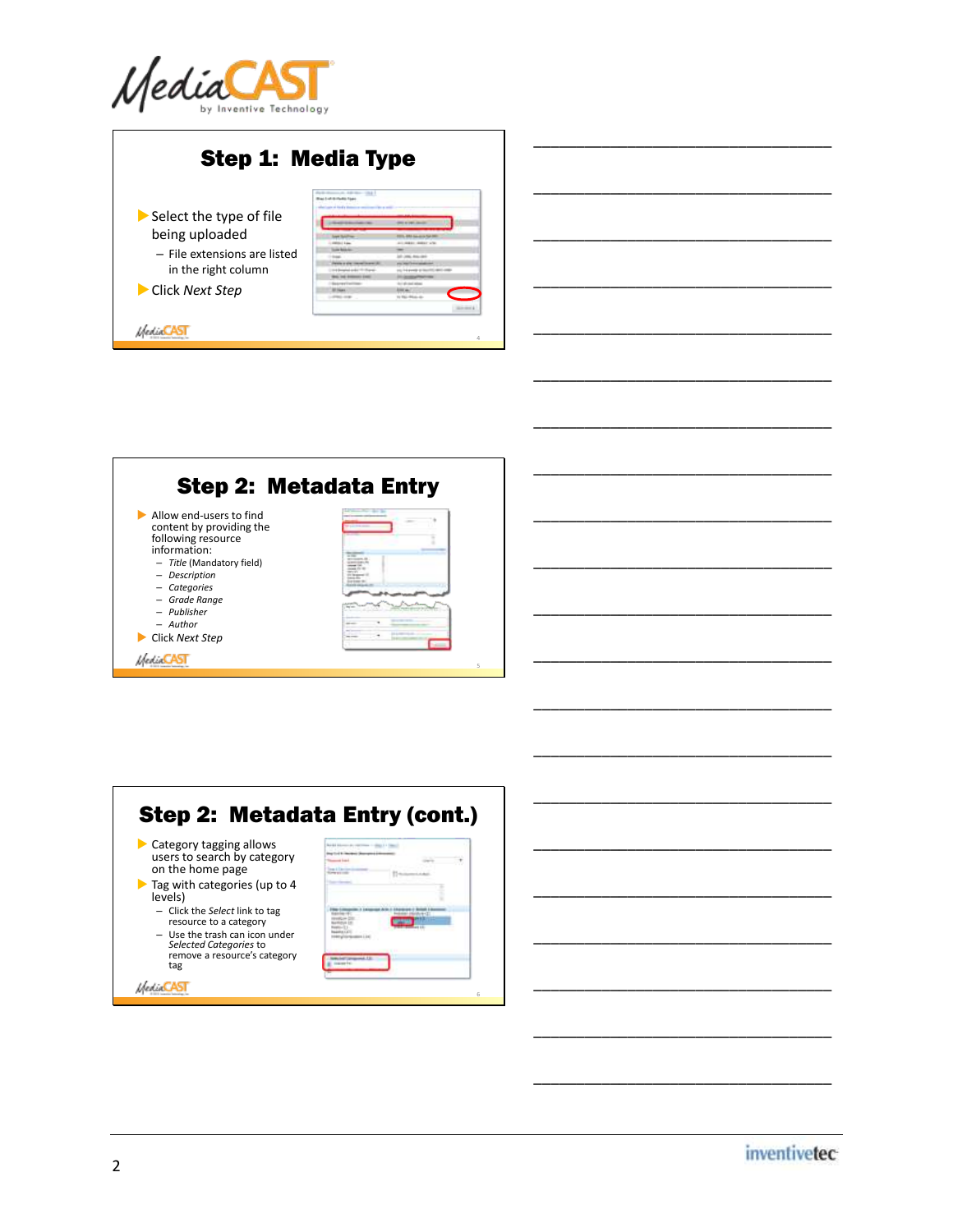## Step 1: Media Type

- Select the type of file being uploaded
  - File extensions are listed in the right column
- Click *Next Step*

## Step 2: Metadata Entry

- Allow end-users to find content by providing the following resource information:
  - *Title* (Mandatory field)
  - *Description*
  - *Categories*
  - *Grade Range*
  - *Publisher*
  - *Author*
- Click *Next Step*

## Step 2: Metadata Entry (cont.)

- Category tagging allows users to search by category on the home page
- Tag with categories (up to 4 levels)
  - Click the *Select* link to tag resource to a category
  - Use the trash can icon under *Selected Categories* to remove a resource's category tag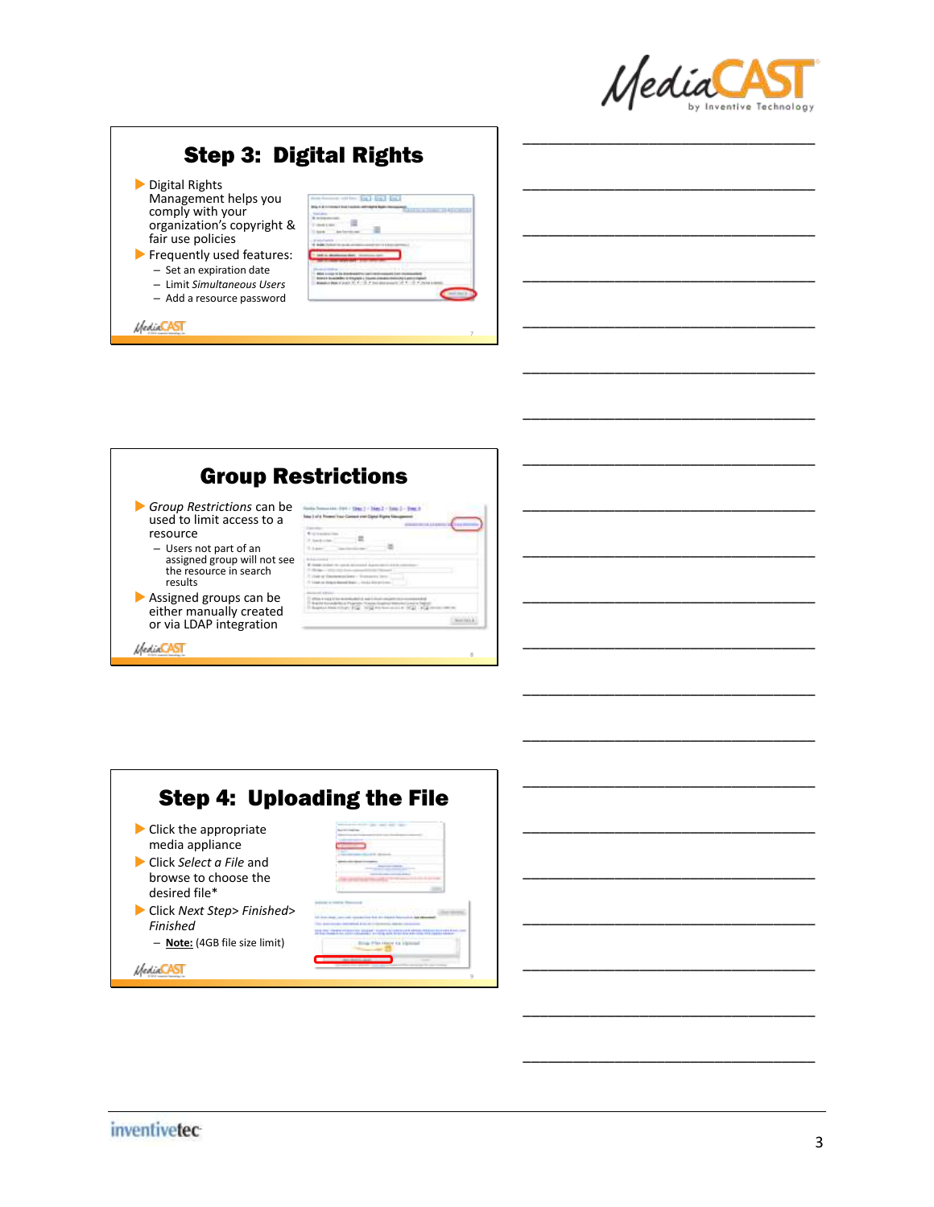## Step 3: Digital Rights

- Digital Rights Management helps you comply with your organization's copyright & fair use policies
- Frequently used features:
  - Set an expiration date
  - Limit *Simultaneous Users*
  - Add a resource password

## Group Restrictions

- *Group Restrictions* can be used to limit access to a resource
  - Users not part of an assigned group will not see the resource in search results
- Assigned groups can be either manually created or via LDAP integration

## Step 4: Uploading the File

- Click the appropriate media appliance
- Click *Select a File* and browse to choose the desired file*
- Click *Next Step> Finished> Finished*
  - **Note:** (4GB file size limit)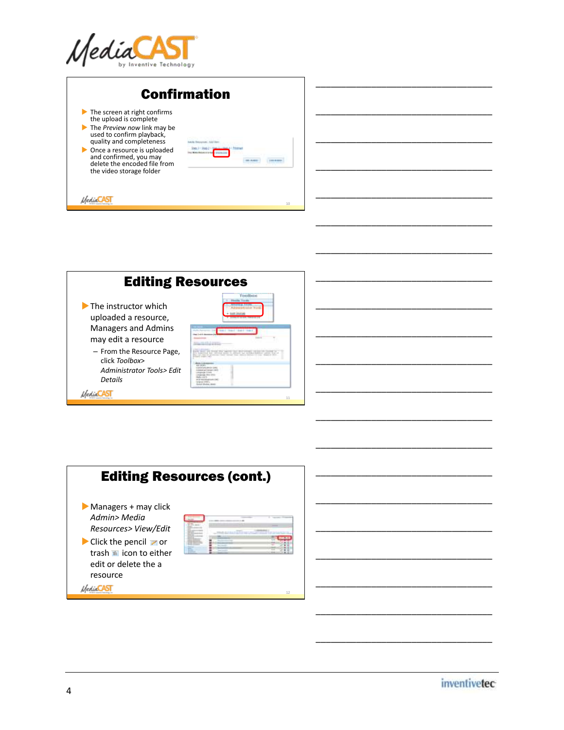## Confirmation

- The screen at right confirms the upload is complete
- The *Preview now* link may be used to confirm playback, quality and completeness
- Once a resource is uploaded and confirmed, you may delete the encoded file from the video storage folder

## Editing Resources

- The instructor which uploaded a resource, Managers and Admins may edit a resource
  - From the Resource Page, click *Toolbox> Administrator Tools> Edit Details*

## Editing Resources (cont.)

- Managers + may click *Admin> Media Resources> View/Edit*
- Click the pencil or trash icon to either edit or delete the a resource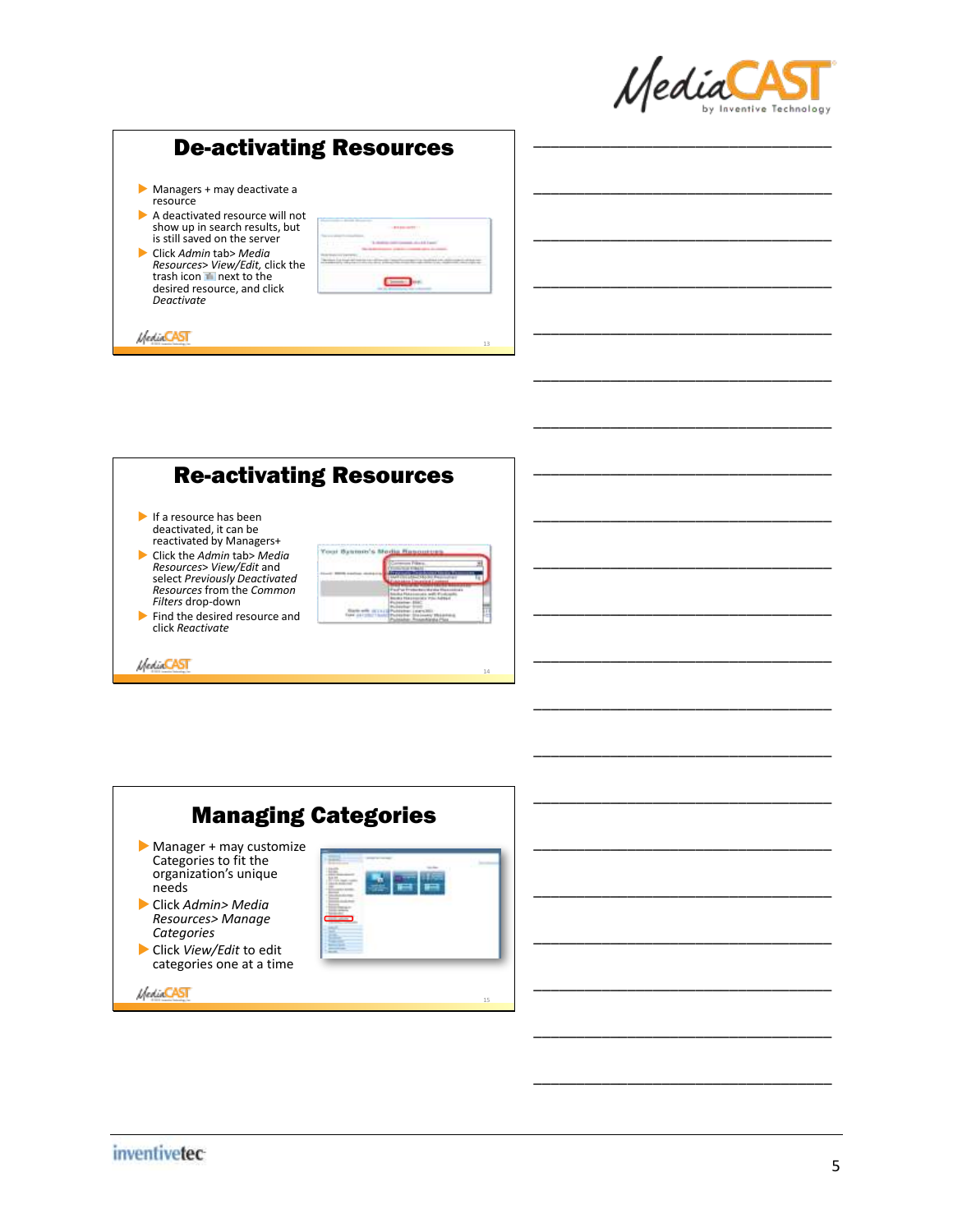## De-activating Resources

- Managers + may deactivate a resource
- A deactivated resource will not show up in search results, but is still saved on the server
- Click *Admin* tab> *Media Resources> View/Edit,* click the trash icon next to the desired resource, and click *Deactivate*

## Re-activating Resources

- If a resource has been deactivated, it can be reactivated by Managers+
- Click the *Admin* tab> *Media Resources> View/Edit* and select *Previously Deactivated Resources* from the *Common Filters* drop-down
- Find the desired resource and click *Reactivate*

## Managing Categories

- Manager + may customize Categories to fit the organization's unique needs
- Click *Admin> Media Resources> Manage Categories*
- Click *View/Edit* to edit categories one at a time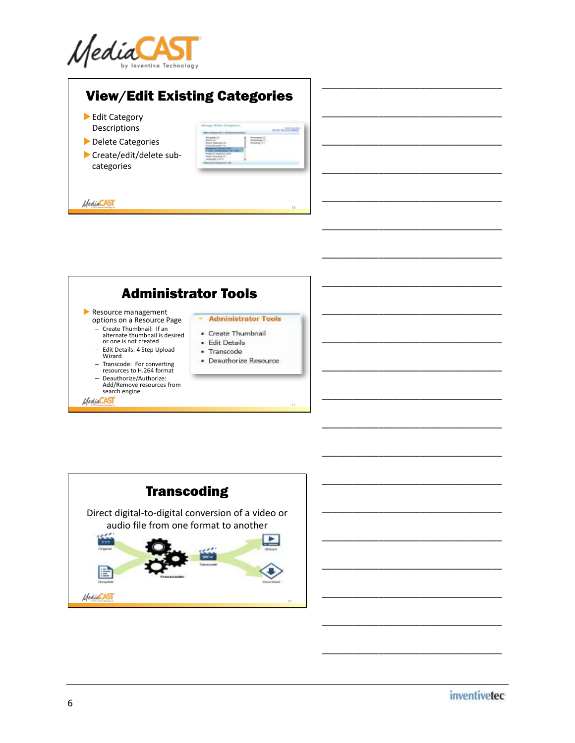## View/Edit Existing Categories

- Edit Category Descriptions
- Delete Categories
- Create/edit/delete sub-categories

## Administrator Tools

- Resource management options on a Resource Page
  - Create Thumbnail: If an alternate thumbnail is desired or one is not created
  - Edit Details: 4 Step Upload Wizard
  - Transcode: For converting resources to H.264 format
  - Deauthorize/Authorize: Add/Remove resources from search engine

**Administrator Tools**

- Create Thumbnail
- Edit Details
- Transcode
- Deauthorize Resource

## Transcoding

Direct digital-to-digital conversion of a video or audio file from one format to another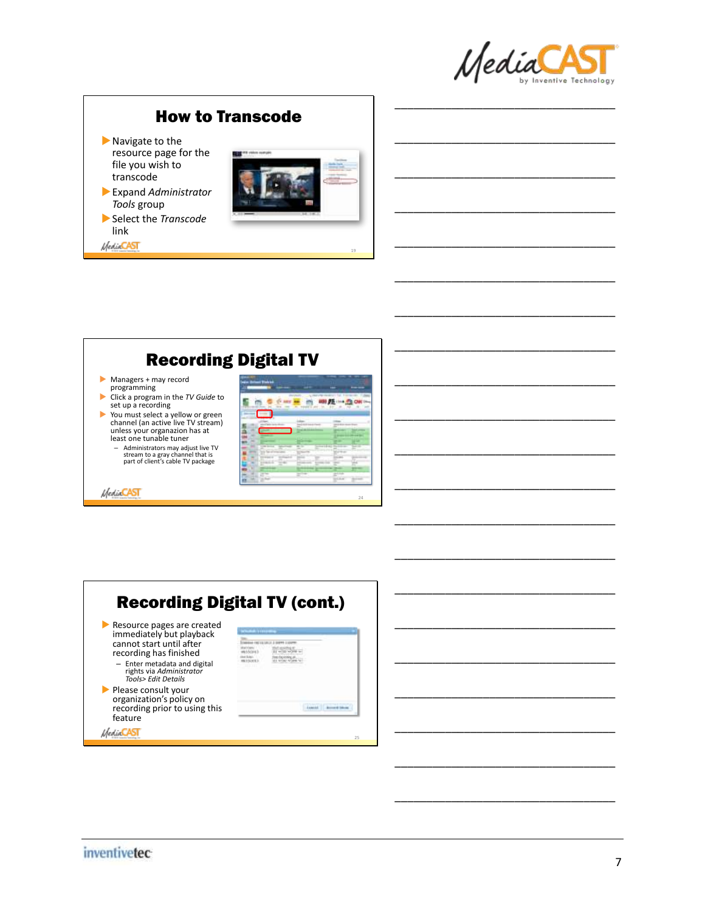## How to Transcode

- Navigate to the resource page for the file you wish to transcode
- Expand *Administrator Tools* group
- Select the *Transcode* link

## Recording Digital TV

- Managers + may record programming
- Click a program in the *TV Guide* to set up a recording
- You must select a yellow or green channel (an active live TV stream) unless your organzaion has at least one tunable tuner
  - Administrators may adjust live TV stream to a gray channel that is part of client's cable TV package

## Recording Digital TV (cont.)

- Resource pages are created immediately but playback cannot start until after recording has finished
  - Enter metadata and digital rights via *Administrator Tools> Edit Details*
- Please consult your organization's policy on recording prior to using this feature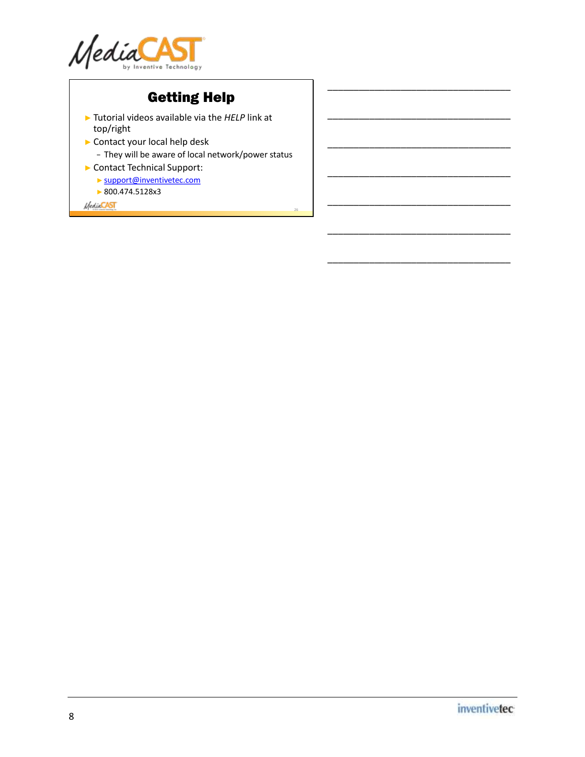## Getting Help

- Tutorial videos available via the *HELP* link at top/right
- Contact your local help desk
  - They will be aware of local network/power status
- Contact Technical Support:
  - support@inventivetec.com
  - 800.474.5128x3

___________________________________

___________________________________

___________________________________

___________________________________

___________________________________

___________________________________

___________________________________